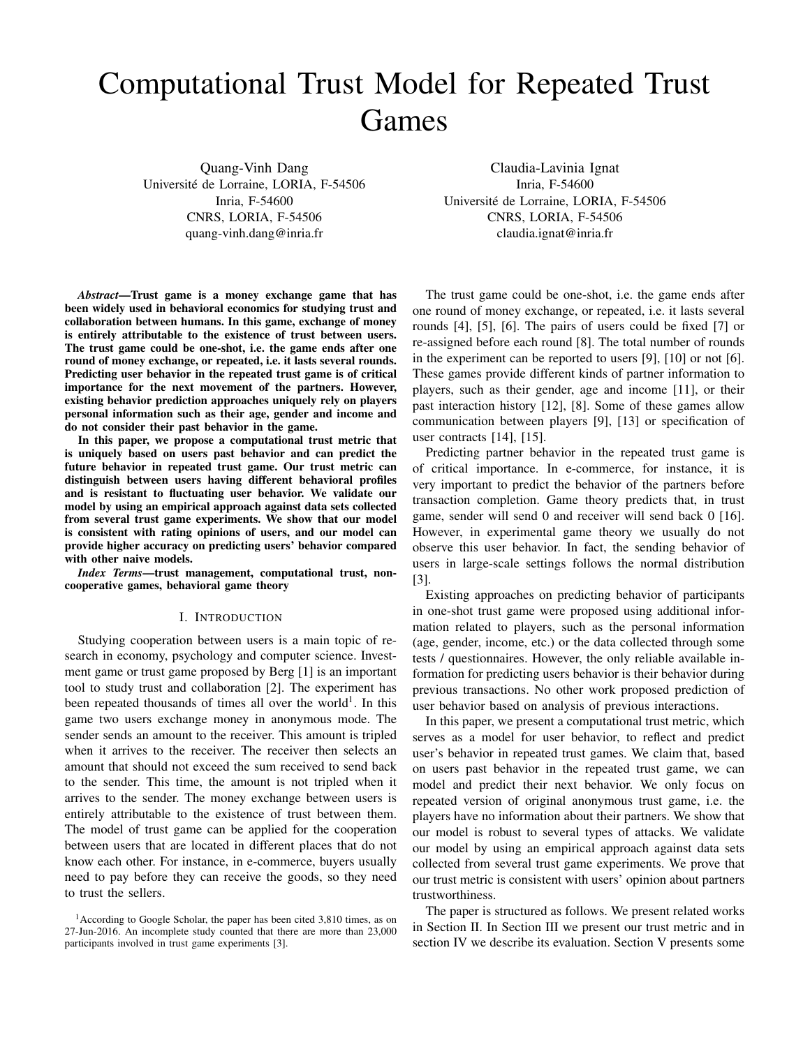# Computational Trust Model for Repeated Trust Games

Quang-Vinh Dang
Université de Lorraine, LORIA, F-54506
Inria, F-54600
CNRS, LORIA, F-54506
quang-vinh.dang@inria.fr

Claudia-Lavinia Ignat
Inria, F-54600
Université de Lorraine, LORIA, F-54506
CNRS, LORIA, F-54506
claudia.ignat@inria.fr

***Abstract*—Trust game is a money exchange game that has been widely used in behavioral economics for studying trust and collaboration between humans. In this game, exchange of money is entirely attributable to the existence of trust between users. The trust game could be one-shot, i.e. the game ends after one round of money exchange, or repeated, i.e. it lasts several rounds. Predicting user behavior in the repeated trust game is of critical importance for the next movement of the partners. However, existing behavior prediction approaches uniquely rely on players personal information such as their age, gender and income and do not consider their past behavior in the game.**

**In this paper, we propose a computational trust metric that is uniquely based on users past behavior and can predict the future behavior in repeated trust game. Our trust metric can distinguish between users having different behavioral profiles and is resistant to fluctuating user behavior. We validate our model by using an empirical approach against data sets collected from several trust game experiments. We show that our model is consistent with rating opinions of users, and our model can provide higher accuracy on predicting users' behavior compared with other naive models.**

***Index Terms*—trust management, computational trust, non-cooperative games, behavioral game theory**

## I. Introduction

Studying cooperation between users is a main topic of research in economy, psychology and computer science. Investment game or trust game proposed by Berg [1] is an important tool to study trust and collaboration [2]. The experiment has been repeated thousands of times all over the world[1]. In this game two users exchange money in anonymous mode. The sender sends an amount to the receiver. This amount is tripled when it arrives to the receiver. The receiver then selects an amount that should not exceed the sum received to send back to the sender. This time, the amount is not tripled when it arrives to the sender. The money exchange between users is entirely attributable to the existence of trust between them. The model of trust game can be applied for the cooperation between users that are located in different places that do not know each other. For instance, in e-commerce, buyers usually need to pay before they can receive the goods, so they need to trust the sellers.

[1] According to Google Scholar, the paper has been cited 3,810 times, as on 27-Jun-2016. An incomplete study counted that there are more than 23,000 participants involved in trust game experiments [3].

The trust game could be one-shot, i.e. the game ends after one round of money exchange, or repeated, i.e. it lasts several rounds [4], [5], [6]. The pairs of users could be fixed [7] or re-assigned before each round [8]. The total number of rounds in the experiment can be reported to users [9], [10] or not [6]. These games provide different kinds of partner information to players, such as their gender, age and income [11], or their past interaction history [12], [8]. Some of these games allow communication between players [9], [13] or specification of user contracts [14], [15].

Predicting partner behavior in the repeated trust game is of critical importance. In e-commerce, for instance, it is very important to predict the behavior of the partners before transaction completion. Game theory predicts that, in trust game, sender will send 0 and receiver will send back 0 [16]. However, in experimental game theory we usually do not observe this user behavior. In fact, the sending behavior of users in large-scale settings follows the normal distribution [3].

Existing approaches on predicting behavior of participants in one-shot trust game were proposed using additional information related to players, such as the personal information (age, gender, income, etc.) or the data collected through some tests / questionnaires. However, the only reliable available information for predicting users behavior is their behavior during previous transactions. No other work proposed prediction of user behavior based on analysis of previous interactions.

In this paper, we present a computational trust metric, which serves as a model for user behavior, to reflect and predict user's behavior in repeated trust games. We claim that, based on users past behavior in the repeated trust game, we can model and predict their next behavior. We only focus on repeated version of original anonymous trust game, i.e. the players have no information about their partners. We show that our model is robust to several types of attacks. We validate our model by using an empirical approach against data sets collected from several trust game experiments. We prove that our trust metric is consistent with users' opinion about partners trustworthiness.

The paper is structured as follows. We present related works in Section II. In Section III we present our trust metric and in section IV we describe its evaluation. Section V presents some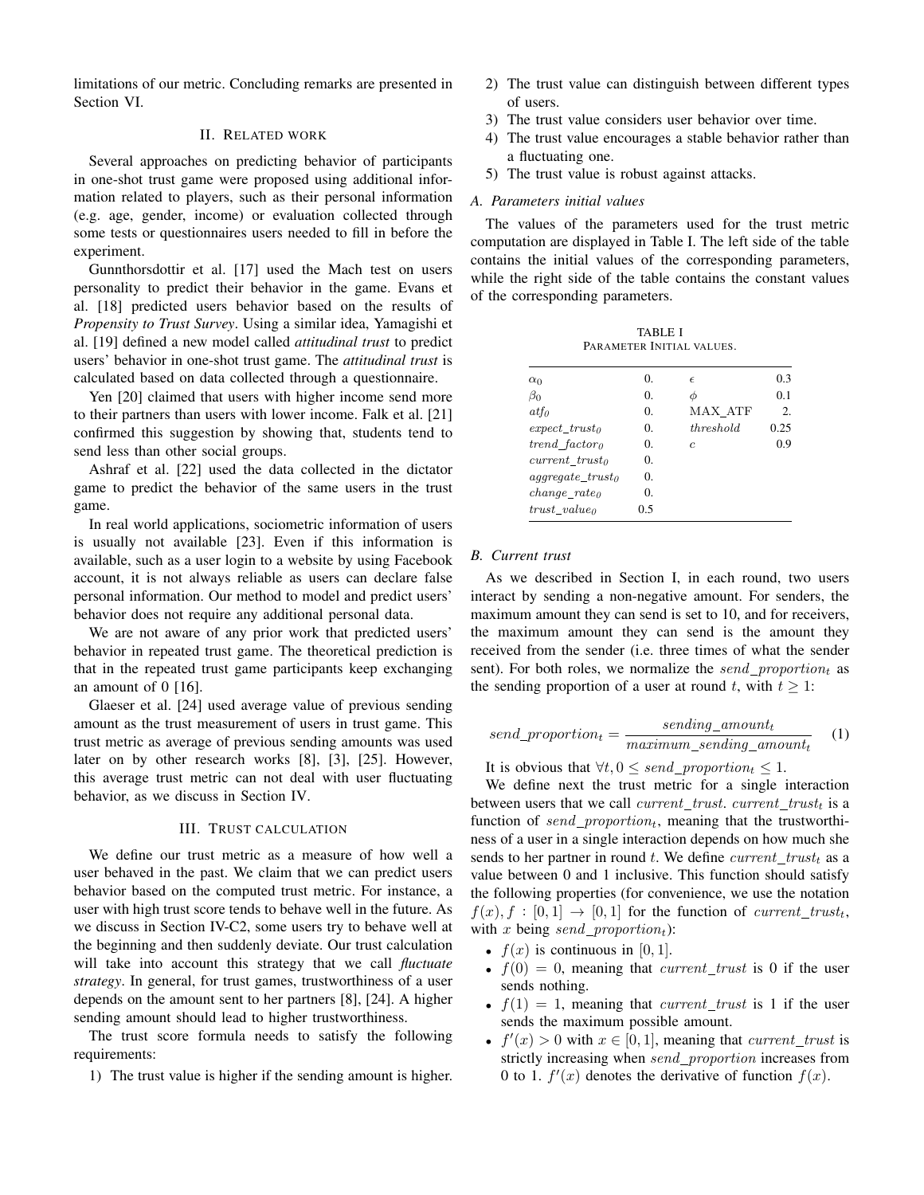limitations of our metric. Concluding remarks are presented in Section VI.

## II. Related work

Several approaches on predicting behavior of participants in one-shot trust game were proposed using additional information related to players, such as their personal information (e.g. age, gender, income) or evaluation collected through some tests or questionnaires users needed to fill in before the experiment.

Gunnthorsdottir et al. [17] used the Mach test on users personality to predict their behavior in the game. Evans et al. [18] predicted users behavior based on the results of *Propensity to Trust Survey*. Using a similar idea, Yamagishi et al. [19] defined a new model called *attitudinal trust* to predict users' behavior in one-shot trust game. The *attitudinal trust* is calculated based on data collected through a questionnaire.

Yen [20] claimed that users with higher income send more to their partners than users with lower income. Falk et al. [21] confirmed this suggestion by showing that, students tend to send less than other social groups.

Ashraf et al. [22] used the data collected in the dictator game to predict the behavior of the same users in the trust game.

In real world applications, sociometric information of users is usually not available [23]. Even if this information is available, such as a user login to a website by using Facebook account, it is not always reliable as users can declare false personal information. Our method to model and predict users' behavior does not require any additional personal data.

We are not aware of any prior work that predicted users' behavior in repeated trust game. The theoretical prediction is that in the repeated trust game participants keep exchanging an amount of 0 [16].

Glaeser et al. [24] used average value of previous sending amount as the trust measurement of users in trust game. This trust metric as average of previous sending amounts was used later on by other research works [8], [3], [25]. However, this average trust metric can not deal with user fluctuating behavior, as we discuss in Section IV.

## III. Trust calculation

We define our trust metric as a measure of how well a user behaved in the past. We claim that we can predict users behavior based on the computed trust metric. For instance, a user with high trust score tends to behave well in the future. As we discuss in Section IV-C2, some users try to behave well at the beginning and then suddenly deviate. Our trust calculation will take into account this strategy that we call *fluctuate strategy*. In general, for trust games, trustworthiness of a user depends on the amount sent to her partners [8], [24]. A higher sending amount should lead to higher trustworthiness.

The trust score formula needs to satisfy the following requirements:

1) The trust value is higher if the sending amount is higher.
2) The trust value can distinguish between different types of users.
3) The trust value considers user behavior over time.
4) The trust value encourages a stable behavior rather than a fluctuating one.
5) The trust value is robust against attacks.

### A. Parameters initial values

The values of the parameters used for the trust metric computation are displayed in Table I. The left side of the table contains the initial values of the corresponding parameters, while the right side of the table contains the constant values of the corresponding parameters.

TABLE I
Parameter Initial values.

| | | | |
|---|---|---|---|
| $\alpha_0$ | 0. | $\epsilon$ | 0.3 |
| $\beta_0$ | 0. | $\phi$ | 0.1 |
| $atf_0$ | 0. | MAX_ATF | 2. |
| $expect\_trust_0$ | 0. | $threshold$ | 0.25 |
| $trend\_factor_0$ | 0. | $c$ | 0.9 |
| $current\_trust_0$ | 0. | | |
| $aggregate\_trust_0$ | 0. | | |
| $change\_rate_0$ | 0. | | |
| $trust\_value_0$ | 0.5 | | |

### B. Current trust

As we described in Section I, in each round, two users interact by sending a non-negative amount. For senders, the maximum amount they can send is set to 10, and for receivers, the maximum amount they can send is the amount they received from the sender (i.e. three times of what the sender sent). For both roles, we normalize the $send\_proportion_t$ as the sending proportion of a user at round $t$, with $t \geq 1$:

$$send\_proportion_t = \frac{sending\_amount_t}{maximum\_sending\_amount_t} \quad (1)$$

It is obvious that $\forall t, 0 \leq send\_proportion_t \leq 1$.

We define next the trust metric for a single interaction between users that we call $current\_trust$. $current\_trust_t$ is a function of $send\_proportion_t$, meaning that the trustworthiness of a user in a single interaction depends on how much she sends to her partner in round $t$. We define $current\_trust_t$ as a value between 0 and 1 inclusive. This function should satisfy the following properties (for convenience, we use the notation $f(x), f : [0, 1] \to [0, 1]$ for the function of $current\_trust_t$, with $x$ being $send\_proportion_t$):

- $f(x)$ is continuous in $[0, 1]$.
- $f(0) = 0$, meaning that $current\_trust$ is 0 if the user sends nothing.
- $f(1) = 1$, meaning that $current\_trust$ is 1 if the user sends the maximum possible amount.
- $f'(x) > 0$ with $x \in [0, 1]$, meaning that $current\_trust$ is strictly increasing when $send\_proportion$ increases from 0 to 1. $f'(x)$ denotes the derivative of function $f(x)$.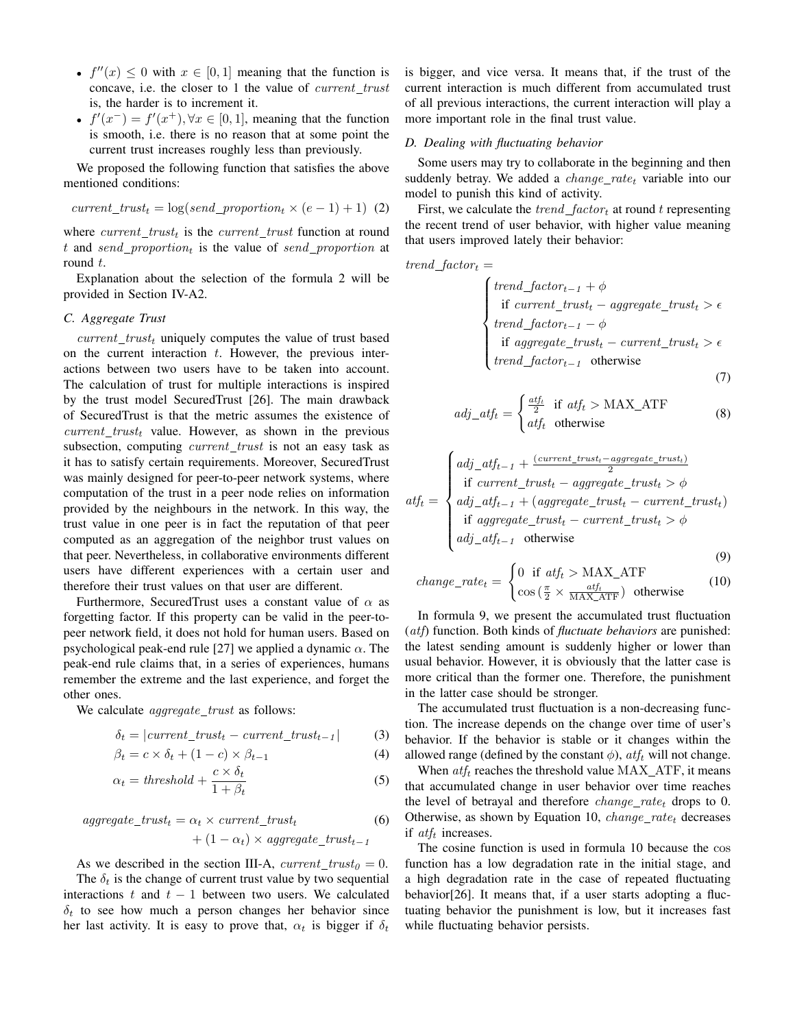- $f''(x) \leq 0$ with $x \in [0, 1]$ meaning that the function is concave, i.e. the closer to 1 the value of *current_trust* is, the harder is to increment it.
- $f'(x^-) = f'(x^+), \forall x \in [0, 1]$, meaning that the function is smooth, i.e. there is no reason that at some point the current trust increases roughly less than previously.

We proposed the following function that satisfies the above mentioned conditions:

$$current\_trust_t = \log(send\_proportion_t \times (e-1) + 1) \quad (2)$$

where $current\_trust_t$ is the *current_trust* function at round $t$ and $send\_proportion_t$ is the value of *send_proportion* at round $t$.

Explanation about the selection of the formula 2 will be provided in Section IV-A2.

### C. Aggregate Trust

$current\_trust_t$ uniquely computes the value of trust based on the current interaction $t$. However, the previous interactions between two users have to be taken into account. The calculation of trust for multiple interactions is inspired by the trust model SecuredTrust [26]. The main drawback of SecuredTrust is that the metric assumes the existence of $current\_trust_t$ value. However, as shown in the previous subsection, computing *current_trust* is not an easy task as it has to satisfy certain requirements. Moreover, SecuredTrust was mainly designed for peer-to-peer network systems, where computation of the trust in a peer node relies on information provided by the neighbours in the network. In this way, the trust value in one peer is in fact the reputation of that peer computed as an aggregation of the neighbor trust values on that peer. Nevertheless, in collaborative environments different users have different experiences with a certain user and therefore their trust values on that user are different.

Furthermore, SecuredTrust uses a constant value of $\alpha$ as forgetting factor. If this property can be valid in the peer-to-peer network field, it does not hold for human users. Based on psychological peak-end rule [27] we applied a dynamic $\alpha$. The peak-end rule claims that, in a series of experiences, humans remember the extreme and the last experience, and forget the other ones.

We calculate *aggregate_trust* as follows:

$$\delta_t = |current\_trust_t - current\_trust_{t-1}| \quad (3)$$

$$\beta_t = c \times \delta_t + (1-c) \times \beta_{t-1} \quad (4)$$

$$\alpha_t = threshold + \frac{c \times \delta_t}{1 + \beta_t} \quad (5)$$

$$\begin{aligned} aggregate\_trust_t = \; & \alpha_t \times current\_trust_t \\ & + (1-\alpha_t) \times aggregate\_trust_{t-1} \end{aligned} \quad (6)$$

As we described in the section III-A, $current\_trust_0 = 0$.

The $\delta_t$ is the change of current trust value by two sequential interactions $t$ and $t-1$ between two users. We calculated $\delta_t$ to see how much a person changes her behavior since her last activity. It is easy to prove that, $\alpha_t$ is bigger if $\delta_t$ is bigger, and vice versa. It means that, if the trust of the current interaction is much different from accumulated trust of all previous interactions, the current interaction will play a more important role in the final trust value.

### D. Dealing with fluctuating behavior

Some users may try to collaborate in the beginning and then suddenly betray. We added a $change\_rate_t$ variable into our model to punish this kind of activity.

First, we calculate the $trend\_factor_t$ at round $t$ representing the recent trend of user behavior, with higher value meaning that users improved lately their behavior:

$$trend\_factor_t = \begin{cases} trend\_factor_{t-1} + \phi \\ \quad \text{if } current\_trust_t - aggregate\_trust_t > \epsilon \\ trend\_factor_{t-1} - \phi \\ \quad \text{if } aggregate\_trust_t - current\_trust_t > \epsilon \\ trend\_factor_{t-1} \quad \text{otherwise} \end{cases} \quad (7)$$

$$adj\_atf_t = \begin{cases} \frac{atf_t}{2} & \text{if } atf_t > \text{MAX\_ATF} \\ atf_t & \text{otherwise} \end{cases} \quad (8)$$

$$atf_t = \begin{cases} adj\_atf_{t-1} + \frac{(current\_trust_t - aggregate\_trust_t)}{2} \\ \quad \text{if } current\_trust_t - aggregate\_trust_t > \phi \\ adj\_atf_{t-1} + (aggregate\_trust_t - current\_trust_t) \\ \quad \text{if } aggregate\_trust_t - current\_trust_t > \phi \\ adj\_atf_{t-1} \quad \text{otherwise} \end{cases} \quad (9)$$

$$change\_rate_t = \begin{cases} 0 & \text{if } atf_t > \text{MAX\_ATF} \\ \cos\left(\frac{\pi}{2} \times \frac{atf_t}{\text{MAX\_ATF}}\right) & \text{otherwise} \end{cases} \quad (10)$$

In formula 9, we present the accumulated trust fluctuation (*atf*) function. Both kinds of ***fluctuate behaviors*** are punished: the latest sending amount is suddenly higher or lower than usual behavior. However, it is obviously that the latter case is more critical than the former one. Therefore, the punishment in the latter case should be stronger.

The accumulated trust fluctuation is a non-decreasing function. The increase depends on the change over time of user's behavior. If the behavior is stable or it changes within the allowed range (defined by the constant $\phi$), $atf_t$ will not change.

When $atf_t$ reaches the threshold value MAX_ATF, it means that accumulated change in user behavior over time reaches the level of betrayal and therefore $change\_rate_t$ drops to 0. Otherwise, as shown by Equation 10, $change\_rate_t$ decreases if $atf_t$ increases.

The cosine function is used in formula 10 because the $\cos$ function has a low degradation rate in the initial stage, and a high degradation rate in the case of repeated fluctuating behavior[26]. It means that, if a user starts adopting a fluctuating behavior the punishment is low, but it increases fast while fluctuating behavior persists.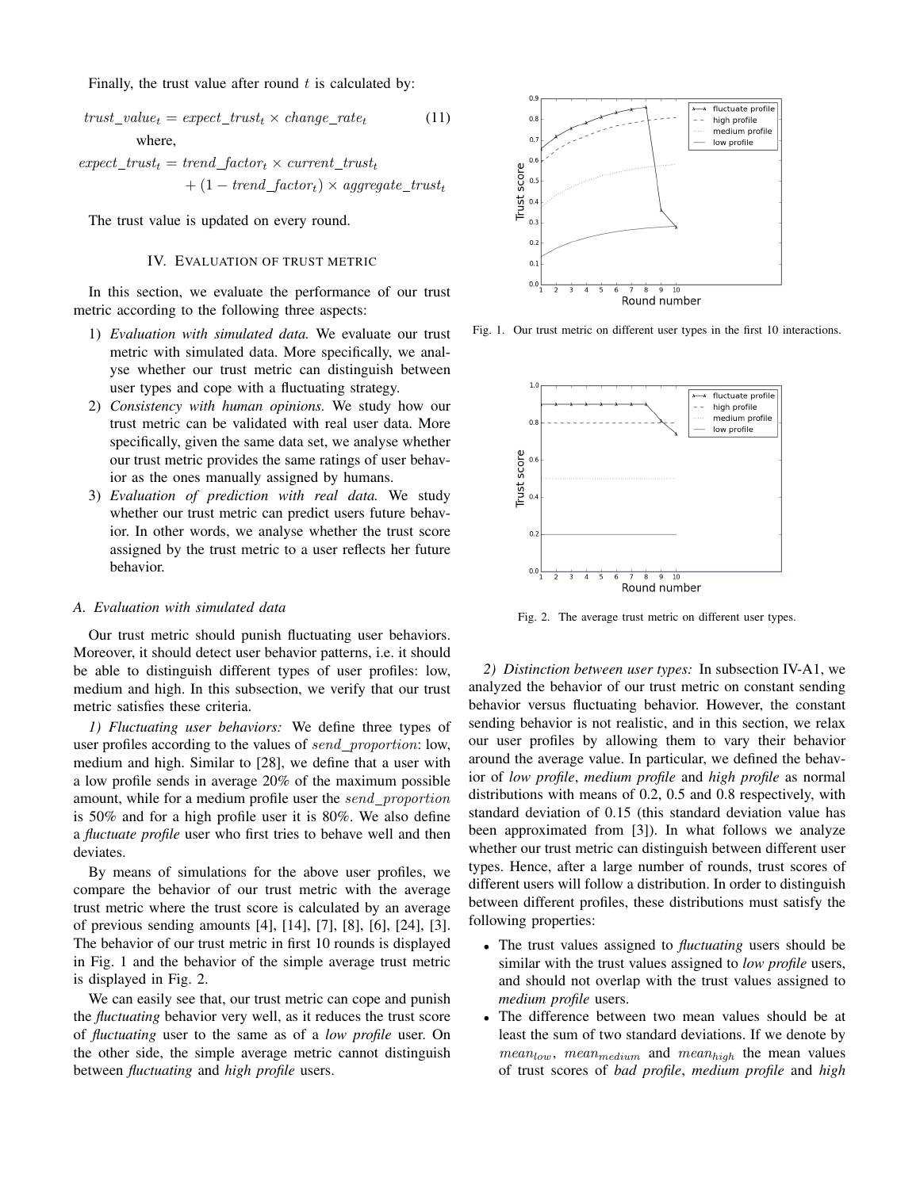Finally, the trust value after round $t$ is calculated by:

$$trust\_value_t = expect\_trust_t \times change\_rate_t \quad (11)$$

where,

$$expect\_trust_t = trend\_factor_t \times current\_trust_t + (1 - trend\_factor_t) \times aggregate\_trust_t$$

The trust value is updated on every round.

## IV. Evaluation of trust metric

In this section, we evaluate the performance of our trust metric according to the following three aspects:

1) *Evaluation with simulated data.* We evaluate our trust metric with simulated data. More specifically, we analyse whether our trust metric can distinguish between user types and cope with a fluctuating strategy.
2) *Consistency with human opinions.* We study how our trust metric can be validated with real user data. More specifically, given the same data set, we analyse whether our trust metric provides the same ratings of user behavior as the ones manually assigned by humans.
3) *Evaluation of prediction with real data.* We study whether our trust metric can predict users future behavior. In other words, we analyse whether the trust score assigned by the trust metric to a user reflects her future behavior.

### A. Evaluation with simulated data

Our trust metric should punish fluctuating user behaviors. Moreover, it should detect user behavior patterns, i.e. it should be able to distinguish different types of user profiles: low, medium and high. In this subsection, we verify that our trust metric satisfies these criteria.

*1) Fluctuating user behaviors:* We define three types of user profiles according to the values of $send\_proportion$: low, medium and high. Similar to [28], we define that a user with a low profile sends in average 20% of the maximum possible amount, while for a medium profile user the $send\_proportion$ is 50% and for a high profile user it is 80%. We also define a *fluctuate profile* user who first tries to behave well and then deviates.

By means of simulations for the above user profiles, we compare the behavior of our trust metric with the average trust metric where the trust score is calculated by an average of previous sending amounts [4], [14], [7], [8], [6], [24], [3]. The behavior of our trust metric in first 10 rounds is displayed in Fig. 1 and the behavior of the simple average trust metric is displayed in Fig. 2.

We can easily see that, our trust metric can cope and punish the *fluctuating* behavior very well, as it reduces the trust score of *fluctuating* user to the same as of a *low profile* user. On the other side, the simple average metric cannot distinguish between *fluctuating* and *high profile* users.

Fig. 1. Our trust metric on different user types in the first 10 interactions.

Fig. 2. The average trust metric on different user types.

*2) Distinction between user types:* In subsection IV-A1, we analyzed the behavior of our trust metric on constant sending behavior versus fluctuating behavior. However, the constant sending behavior is not realistic, and in this section, we relax our user profiles by allowing them to vary their behavior around the average value. In particular, we defined the behavior of *low profile*, *medium profile* and *high profile* as normal distributions with means of 0.2, 0.5 and 0.8 respectively, with standard deviation of 0.15 (this standard deviation value has been approximated from [3]). In what follows we analyze whether our trust metric can distinguish between different user types. Hence, after a large number of rounds, trust scores of different users will follow a distribution. In order to distinguish between different profiles, these distributions must satisfy the following properties:

- The trust values assigned to *fluctuating* users should be similar with the trust values assigned to *low profile* users, and should not overlap with the trust values assigned to *medium profile* users.
- The difference between two mean values should be at least the sum of two standard deviations. If we denote by $mean_{low}$, $mean_{medium}$ and $mean_{high}$ the mean values of trust scores of *bad profile*, *medium profile* and *high*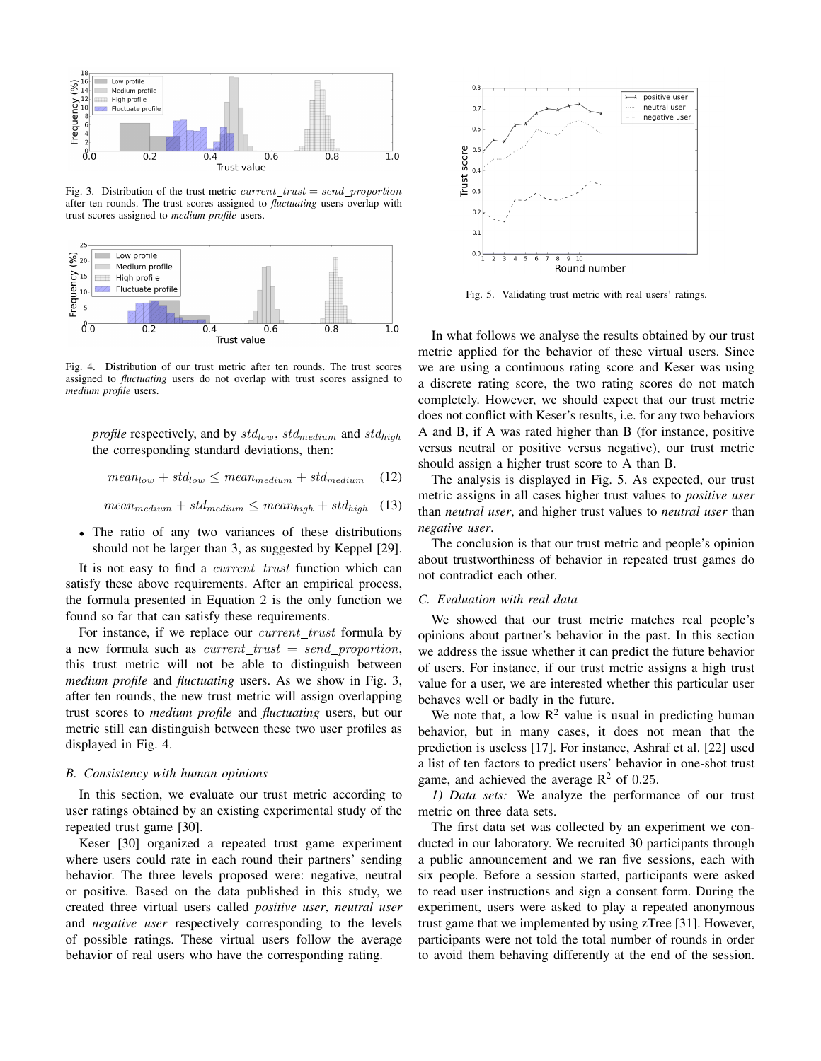Low profile
Medium profile
High profile
Fluctuate profile

Frequency (%)

18
16
14
12
10
8
6
4
2
0

0.0 0.2 0.4 0.6 0.8 1.0

Trust value

Fig. 3. Distribution of the trust metric $current\_trust = send\_proportion$ after ten rounds. The trust scores assigned to *fluctuating* users overlap with trust scores assigned to *medium profile* users.

Low profile
Medium profile
High profile
Fluctuate profile

Frequency (%)

25
20
15
10
5
0

0.0 0.2 0.4 0.6 0.8 1.0

Trust value

Fig. 4. Distribution of our trust metric after ten rounds. The trust scores assigned to *fluctuating* users do not overlap with trust scores assigned to *medium profile* users.

*profile* respectively, and by $std_{low}$, $std_{medium}$ and $std_{high}$ the corresponding standard deviations, then:

$$mean_{low} + std_{low} \leq mean_{medium} + std_{medium} \quad (12)$$

$$mean_{medium} + std_{medium} \leq mean_{high} + std_{high} \quad (13)$$

- The ratio of any two variances of these distributions should not be larger than 3, as suggested by Keppel [29].

It is not easy to find a $current\_trust$ function which can satisfy these above requirements. After an empirical process, the formula presented in Equation 2 is the only function we found so far that can satisfy these requirements.

For instance, if we replace our $current\_trust$ formula by a new formula such as $current\_trust = send\_proportion$, this trust metric will not be able to distinguish between *medium profile* and *fluctuating* users. As we show in Fig. 3, after ten rounds, the new trust metric will assign overlapping trust scores to *medium profile* and *fluctuating* users, but our metric still can distinguish between these two user profiles as displayed in Fig. 4.

### B. Consistency with human opinions

In this section, we evaluate our trust metric according to user ratings obtained by an existing experimental study of the repeated trust game [30].

Keser [30] organized a repeated trust game experiment where users could rate in each round their partners' sending behavior. The three levels proposed were: negative, neutral or positive. Based on the data published in this study, we created three virtual users called *positive user*, *neutral user* and *negative user* respectively corresponding to the levels of possible ratings. These virtual users follow the average behavior of real users who have the corresponding rating.

Trust score

0.8
0.7
0.6
0.5
0.4
0.3
0.2
0.1
0.0

1 2 3 4 5 6 7 8 9 10

Round number

positive user
neutral user
negative user

Fig. 5. Validating trust metric with real users' ratings.

In what follows we analyse the results obtained by our trust metric applied for the behavior of these virtual users. Since we are using a continuous rating score and Keser was using a discrete rating score, the two rating scores do not match completely. However, we should expect that our trust metric does not conflict with Keser's results, i.e. for any two behaviors A and B, if A was rated higher than B (for instance, positive versus neutral or positive versus negative), our trust metric should assign a higher trust score to A than B.

The analysis is displayed in Fig. 5. As expected, our trust metric assigns in all cases higher trust values to *positive user* than *neutral user*, and higher trust values to *neutral user* than *negative user*.

The conclusion is that our trust metric and people's opinion about trustworthiness of behavior in repeated trust games do not contradict each other.

### C. Evaluation with real data

We showed that our trust metric matches real people's opinions about partner's behavior in the past. In this section we address the issue whether it can predict the future behavior of users. For instance, if our trust metric assigns a high trust value for a user, we are interested whether this particular user behaves well or badly in the future.

We note that, a low $R^2$ value is usual in predicting human behavior, but in many cases, it does not mean that the prediction is useless [17]. For instance, Ashraf et al. [22] used a list of ten factors to predict users' behavior in one-shot trust game, and achieved the average $R^2$ of 0.25.

*1) Data sets:* We analyze the performance of our trust metric on three data sets.

The first data set was collected by an experiment we conducted in our laboratory. We recruited 30 participants through a public announcement and we ran five sessions, each with six people. Before a session started, participants were asked to read user instructions and sign a consent form. During the experiment, users were asked to play a repeated anonymous trust game that we implemented by using zTree [31]. However, participants were not told the total number of rounds in order to avoid them behaving differently at the end of the session.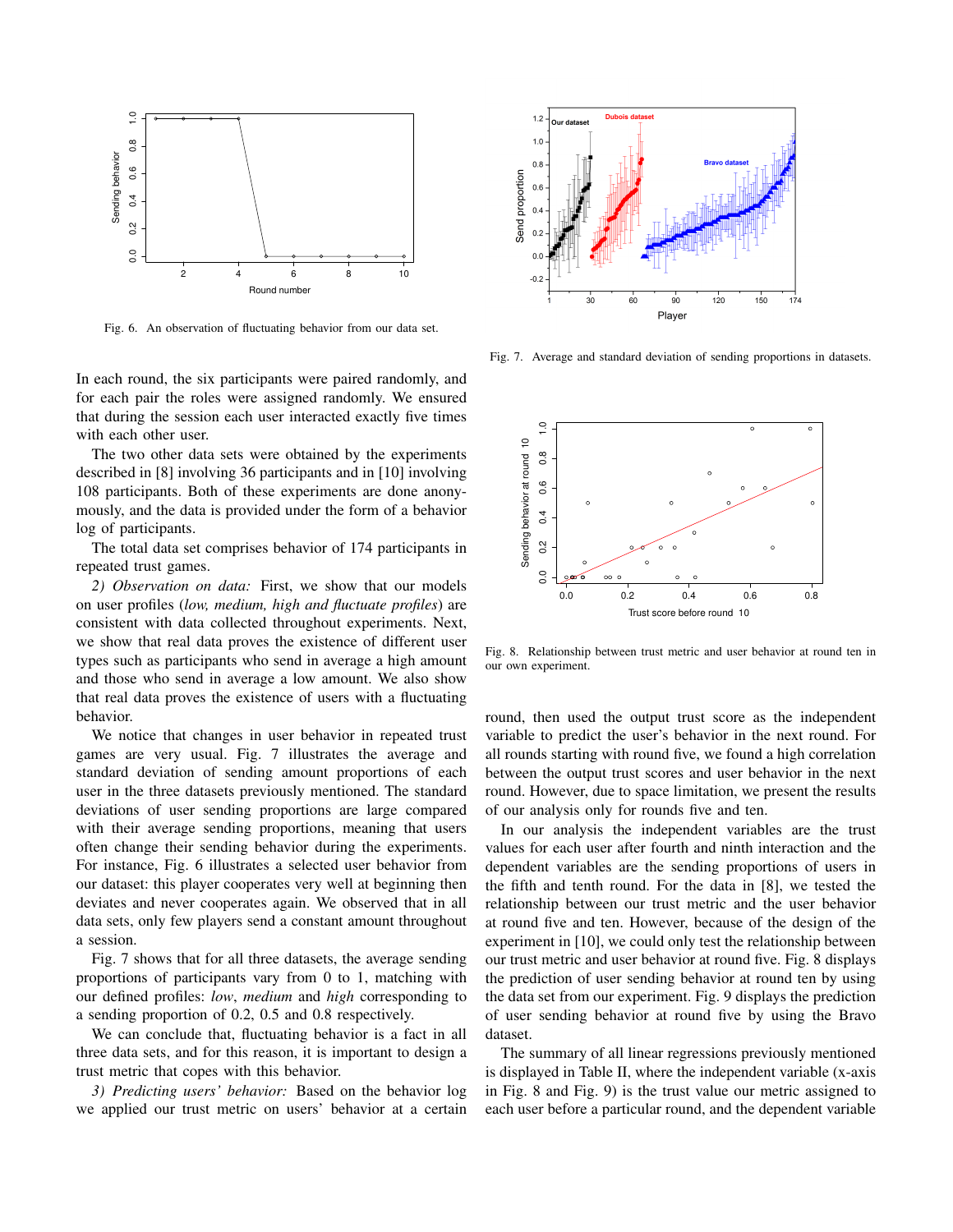Fig. 6. An observation of fluctuating behavior from our data set.

Fig. 7. Average and standard deviation of sending proportions in datasets.

In each round, the six participants were paired randomly, and for each pair the roles were assigned randomly. We ensured that during the session each user interacted exactly five times with each other user.

The two other data sets were obtained by the experiments described in [8] involving 36 participants and in [10] involving 108 participants. Both of these experiments are done anonymously, and the data is provided under the form of a behavior log of participants.

The total data set comprises behavior of 174 participants in repeated trust games.

*2) Observation on data:* First, we show that our models on user profiles (*low, medium, high and fluctuate profiles*) are consistent with data collected throughout experiments. Next, we show that real data proves the existence of different user types such as participants who send in average a high amount and those who send in average a low amount. We also show that real data proves the existence of users with a fluctuating behavior.

We notice that changes in user behavior in repeated trust games are very usual. Fig. 7 illustrates the average and standard deviation of sending amount proportions of each user in the three datasets previously mentioned. The standard deviations of user sending proportions are large compared with their average sending proportions, meaning that users often change their sending behavior during the experiments. For instance, Fig. 6 illustrates a selected user behavior from our dataset: this player cooperates very well at beginning then deviates and never cooperates again. We observed that in all data sets, only few players send a constant amount throughout a session.

Fig. 7 shows that for all three datasets, the average sending proportions of participants vary from 0 to 1, matching with our defined profiles: *low*, *medium* and *high* corresponding to a sending proportion of 0.2, 0.5 and 0.8 respectively.

We can conclude that, fluctuating behavior is a fact in all three data sets, and for this reason, it is important to design a trust metric that copes with this behavior.

*3) Predicting users' behavior:* Based on the behavior log we applied our trust metric on users' behavior at a certain round, then used the output trust score as the independent variable to predict the user's behavior in the next round. For all rounds starting with round five, we found a high correlation between the output trust scores and user behavior in the next round. However, due to space limitation, we present the results of our analysis only for rounds five and ten.

Fig. 8. Relationship between trust metric and user behavior at round ten in our own experiment.

In our analysis the independent variables are the trust values for each user after fourth and ninth interaction and the dependent variables are the sending proportions of users in the fifth and tenth round. For the data in [8], we tested the relationship between our trust metric and the user behavior at round five and ten. However, because of the design of the experiment in [10], we could only test the relationship between our trust metric and user behavior at round five. Fig. 8 displays the prediction of user sending behavior at round ten by using the data set from our experiment. Fig. 9 displays the prediction of user sending behavior at round five by using the Bravo dataset.

The summary of all linear regressions previously mentioned is displayed in Table II, where the independent variable (x-axis in Fig. 8 and Fig. 9) is the trust value our metric assigned to each user before a particular round, and the dependent variable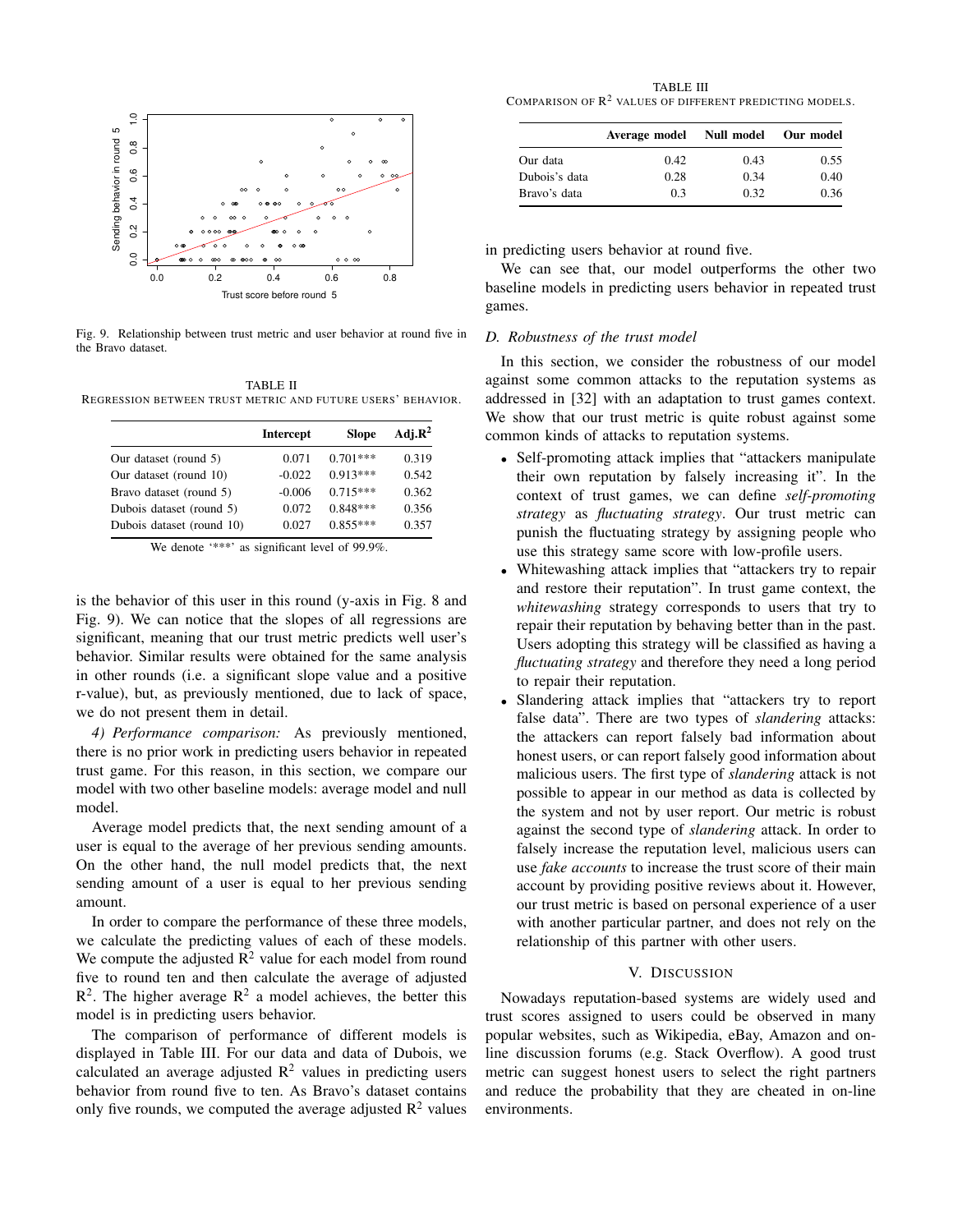Sending behavior in round 5

1.0
0.8
0.6
0.4
0.2
0.0

0.0 0.2 0.4 0.6 0.8

Trust score before round 5

Fig. 9. Relationship between trust metric and user behavior at round five in the Bravo dataset.

TABLE II
REGRESSION BETWEEN TRUST METRIC AND FUTURE USERS' BEHAVIOR.

| | Intercept | Slope | Adj.$R^2$ |
|---|---|---|---|
| Our dataset (round 5) | 0.071 | 0.701*** | 0.319 |
| Our dataset (round 10) | -0.022 | 0.913*** | 0.542 |
| Bravo dataset (round 5) | -0.006 | 0.715*** | 0.362 |
| Dubois dataset (round 5) | 0.072 | 0.848*** | 0.356 |
| Dubois dataset (round 10) | 0.027 | 0.855*** | 0.357 |

We denote '***' as significant level of 99.9%.

is the behavior of this user in this round (y-axis in Fig. 8 and Fig. 9). We can notice that the slopes of all regressions are significant, meaning that our trust metric predicts well user's behavior. Similar results were obtained for the same analysis in other rounds (i.e. a significant slope value and a positive r-value), but, as previously mentioned, due to lack of space, we do not present them in detail.

*4) Performance comparison:* As previously mentioned, there is no prior work in predicting users behavior in repeated trust game. For this reason, in this section, we compare our model with two other baseline models: average model and null model.

Average model predicts that, the next sending amount of a user is equal to the average of her previous sending amounts. On the other hand, the null model predicts that, the next sending amount of a user is equal to her previous sending amount.

In order to compare the performance of these three models, we calculate the predicting values of each of these models. We compute the adjusted $R^2$ value for each model from round five to round ten and then calculate the average of adjusted $R^2$. The higher average $R^2$ a model achieves, the better this model is in predicting users behavior.

The comparison of performance of different models is displayed in Table III. For our data and data of Dubois, we calculated an average adjusted $R^2$ values in predicting users behavior from round five to ten. As Bravo's dataset contains only five rounds, we computed the average adjusted $R^2$ values in predicting users behavior at round five.

TABLE III
COMPARISON OF $R^2$ VALUES OF DIFFERENT PREDICTING MODELS.

| | Average model | Null model | Our model |
|---|---|---|---|
| Our data | 0.42 | 0.43 | 0.55 |
| Dubois's data | 0.28 | 0.34 | 0.40 |
| Bravo's data | 0.3 | 0.32 | 0.36 |

We can see that, our model outperforms the other two baseline models in predicting users behavior in repeated trust games.

### D. Robustness of the trust model

In this section, we consider the robustness of our model against some common attacks to the reputation systems as addressed in [32] with an adaptation to trust games context. We show that our trust metric is quite robust against some common kinds of attacks to reputation systems.

- Self-promoting attack implies that "attackers manipulate their own reputation by falsely increasing it". In the context of trust games, we can define *self-promoting strategy* as *fluctuating strategy*. Our trust metric can punish the fluctuating strategy by assigning people who use this strategy same score with low-profile users.
- Whitewashing attack implies that "attackers try to repair and restore their reputation". In trust game context, the *whitewashing* strategy corresponds to users that try to repair their reputation by behaving better than in the past. Users adopting this strategy will be classified as having a *fluctuating strategy* and therefore they need a long period to repair their reputation.
- Slandering attack implies that "attackers try to report false data". There are two types of *slandering* attacks: the attackers can report falsely bad information about honest users, or can report falsely good information about malicious users. The first type of *slandering* attack is not possible to appear in our method as data is collected by the system and not by user report. Our metric is robust against the second type of *slandering* attack. In order to falsely increase the reputation level, malicious users can use *fake accounts* to increase the trust score of their main account by providing positive reviews about it. However, our trust metric is based on personal experience of a user with another particular partner, and does not rely on the relationship of this partner with other users.

## V. DISCUSSION

Nowadays reputation-based systems are widely used and trust scores assigned to users could be observed in many popular websites, such as Wikipedia, eBay, Amazon and on-line discussion forums (e.g. Stack Overflow). A good trust metric can suggest honest users to select the right partners and reduce the probability that they are cheated in on-line environments.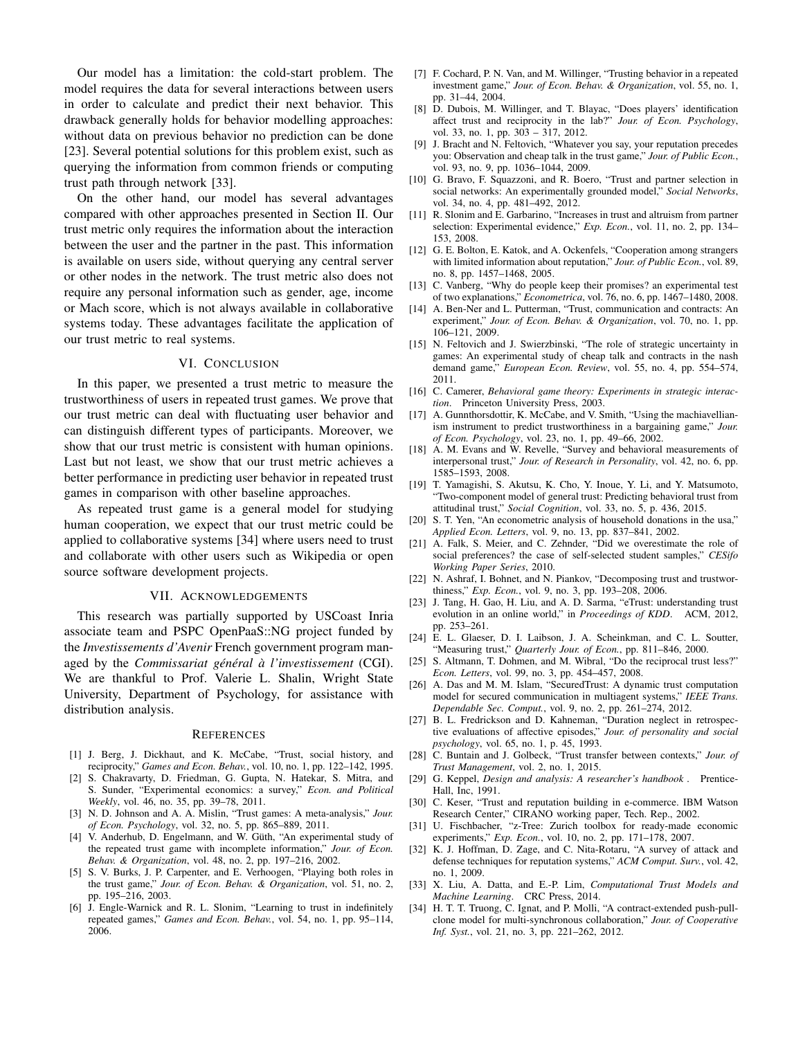Our model has a limitation: the cold-start problem. The model requires the data for several interactions between users in order to calculate and predict their next behavior. This drawback generally holds for behavior modelling approaches: without data on previous behavior no prediction can be done [23]. Several potential solutions for this problem exist, such as querying the information from common friends or computing trust path through network [33].

On the other hand, our model has several advantages compared with other approaches presented in Section II. Our trust metric only requires the information about the interaction between the user and the partner in the past. This information is available on users side, without querying any central server or other nodes in the network. The trust metric also does not require any personal information such as gender, age, income or Mach score, which is not always available in collaborative systems today. These advantages facilitate the application of our trust metric to real systems.

## VI. Conclusion

In this paper, we presented a trust metric to measure the trustworthiness of users in repeated trust games. We prove that our trust metric can deal with fluctuating user behavior and can distinguish different types of participants. Moreover, we show that our trust metric is consistent with human opinions. Last but not least, we show that our trust metric achieves a better performance in predicting user behavior in repeated trust games in comparison with other baseline approaches.

As repeated trust game is a general model for studying human cooperation, we expect that our trust metric could be applied to collaborative systems [34] where users need to trust and collaborate with other users such as Wikipedia or open source software development projects.

## VII. Acknowledgements

This research was partially supported by USCoast Inria associate team and PSPC OpenPaaS::NG project funded by the *Investissements d'Avenir* French government program managed by the *Commissariat général à l'investissement* (CGI). We are thankful to Prof. Valerie L. Shalin, Wright State University, Department of Psychology, for assistance with distribution analysis.

## References

[1] J. Berg, J. Dickhaut, and K. McCabe, "Trust, social history, and reciprocity," *Games and Econ. Behav.*, vol. 10, no. 1, pp. 122–142, 1995.

[2] S. Chakravarty, D. Friedman, G. Gupta, N. Hatekar, S. Mitra, and S. Sunder, "Experimental economics: a survey," *Econ. and Political Weekly*, vol. 46, no. 35, pp. 39–78, 2011.

[3] N. D. Johnson and A. A. Mislin, "Trust games: A meta-analysis," *Jour. of Econ. Psychology*, vol. 32, no. 5, pp. 865–889, 2011.

[4] V. Anderhub, D. Engelmann, and W. Güth, "An experimental study of the repeated trust game with incomplete information," *Jour. of Econ. Behav. & Organization*, vol. 48, no. 2, pp. 197–216, 2002.

[5] S. V. Burks, J. P. Carpenter, and E. Verhoogen, "Playing both roles in the trust game," *Jour. of Econ. Behav. & Organization*, vol. 51, no. 2, pp. 195–216, 2003.

[6] J. Engle-Warnick and R. L. Slonim, "Learning to trust in indefinitely repeated games," *Games and Econ. Behav.*, vol. 54, no. 1, pp. 95–114, 2006.

[7] F. Cochard, P. N. Van, and M. Willinger, "Trusting behavior in a repeated investment game," *Jour. of Econ. Behav. & Organization*, vol. 55, no. 1, pp. 31–44, 2004.

[8] D. Dubois, M. Willinger, and T. Blayac, "Does players' identification affect trust and reciprocity in the lab?" *Jour. of Econ. Psychology*, vol. 33, no. 1, pp. 303 – 317, 2012.

[9] J. Bracht and N. Feltovich, "Whatever you say, your reputation precedes you: Observation and cheap talk in the trust game," *Jour. of Public Econ.*, vol. 93, no. 9, pp. 1036–1044, 2009.

[10] G. Bravo, F. Squazzoni, and R. Boero, "Trust and partner selection in social networks: An experimentally grounded model," *Social Networks*, vol. 34, no. 4, pp. 481–492, 2012.

[11] R. Slonim and E. Garbarino, "Increases in trust and altruism from partner selection: Experimental evidence," *Exp. Econ.*, vol. 11, no. 2, pp. 134–153, 2008.

[12] G. E. Bolton, E. Katok, and A. Ockenfels, "Cooperation among strangers with limited information about reputation," *Jour. of Public Econ.*, vol. 89, no. 8, pp. 1457–1468, 2005.

[13] C. Vanberg, "Why do people keep their promises? an experimental test of two explanations," *Econometrica*, vol. 76, no. 6, pp. 1467–1480, 2008.

[14] A. Ben-Ner and L. Putterman, "Trust, communication and contracts: An experiment," *Jour. of Econ. Behav. & Organization*, vol. 70, no. 1, pp. 106–121, 2009.

[15] N. Feltovich and J. Swierzbinski, "The role of strategic uncertainty in games: An experimental study of cheap talk and contracts in the nash demand game," *European Econ. Review*, vol. 55, no. 4, pp. 554–574, 2011.

[16] C. Camerer, *Behavioral game theory: Experiments in strategic interaction*. Princeton University Press, 2003.

[17] A. Gunnthorsdottir, K. McCabe, and V. Smith, "Using the machiavellianism instrument to predict trustworthiness in a bargaining game," *Jour. of Econ. Psychology*, vol. 23, no. 1, pp. 49–66, 2002.

[18] A. M. Evans and W. Revelle, "Survey and behavioral measurements of interpersonal trust," *Jour. of Research in Personality*, vol. 42, no. 6, pp. 1585–1593, 2008.

[19] T. Yamagishi, S. Akutsu, K. Cho, Y. Inoue, Y. Li, and Y. Matsumoto, "Two-component model of general trust: Predicting behavioral trust from attitudinal trust," *Social Cognition*, vol. 33, no. 5, p. 436, 2015.

[20] S. T. Yen, "An econometric analysis of household donations in the usa," *Applied Econ. Letters*, vol. 9, no. 13, pp. 837–841, 2002.

[21] A. Falk, S. Meier, and C. Zehnder, "Did we overestimate the role of social preferences? the case of self-selected student samples," *CESifo Working Paper Series*, 2010.

[22] N. Ashraf, I. Bohnet, and N. Piankov, "Decomposing trust and trustworthiness," *Exp. Econ.*, vol. 9, no. 3, pp. 193–208, 2006.

[23] J. Tang, H. Gao, H. Liu, and A. D. Sarma, "eTrust: understanding trust evolution in an online world," in *Proceedings of KDD*. ACM, 2012, pp. 253–261.

[24] E. L. Glaeser, D. I. Laibson, J. A. Scheinkman, and C. L. Soutter, "Measuring trust," *Quarterly Jour. of Econ.*, pp. 811–846, 2000.

[25] S. Altmann, T. Dohmen, and M. Wibral, "Do the reciprocal trust less?" *Econ. Letters*, vol. 99, no. 3, pp. 454–457, 2008.

[26] A. Das and M. M. Islam, "SecuredTrust: A dynamic trust computation model for secured communication in multiagent systems," *IEEE Trans. Dependable Sec. Comput.*, vol. 9, no. 2, pp. 261–274, 2012.

[27] B. L. Fredrickson and D. Kahneman, "Duration neglect in retrospective evaluations of affective episodes," *Jour. of personality and social psychology*, vol. 65, no. 1, p. 45, 1993.

[28] C. Buntain and J. Golbeck, "Trust transfer between contexts," *Jour. of Trust Management*, vol. 2, no. 1, 2015.

[29] G. Keppel, *Design and analysis: A researcher's handbook* . Prentice-Hall, Inc, 1991.

[30] C. Keser, "Trust and reputation building in e-commerce. IBM Watson Research Center," CIRANO working paper, Tech. Rep., 2002.

[31] U. Fischbacher, "z-Tree: Zurich toolbox for ready-made economic experiments," *Exp. Econ.*, vol. 10, no. 2, pp. 171–178, 2007.

[32] K. J. Hoffman, D. Zage, and C. Nita-Rotaru, "A survey of attack and defense techniques for reputation systems," *ACM Comput. Surv.*, vol. 42, no. 1, 2009.

[33] X. Liu, A. Datta, and E.-P. Lim, *Computational Trust Models and Machine Learning*. CRC Press, 2014.

[34] H. T. T. Truong, C. Ignat, and P. Molli, "A contract-extended push-pull-clone model for multi-synchronous collaboration," *Jour. of Cooperative Inf. Syst.*, vol. 21, no. 3, pp. 221–262, 2012.